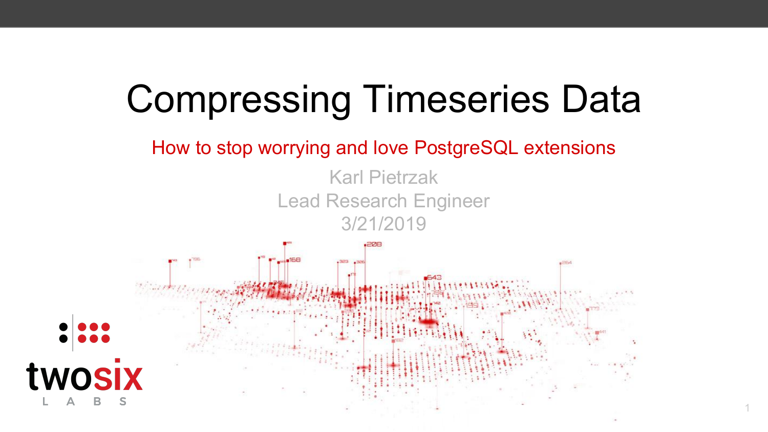# Compressing Timeseries Data

How to stop worrying and love PostgreSQL extensions

Karl Pietrzak

Lead Research Engineer

3/21/2019

twosix LABS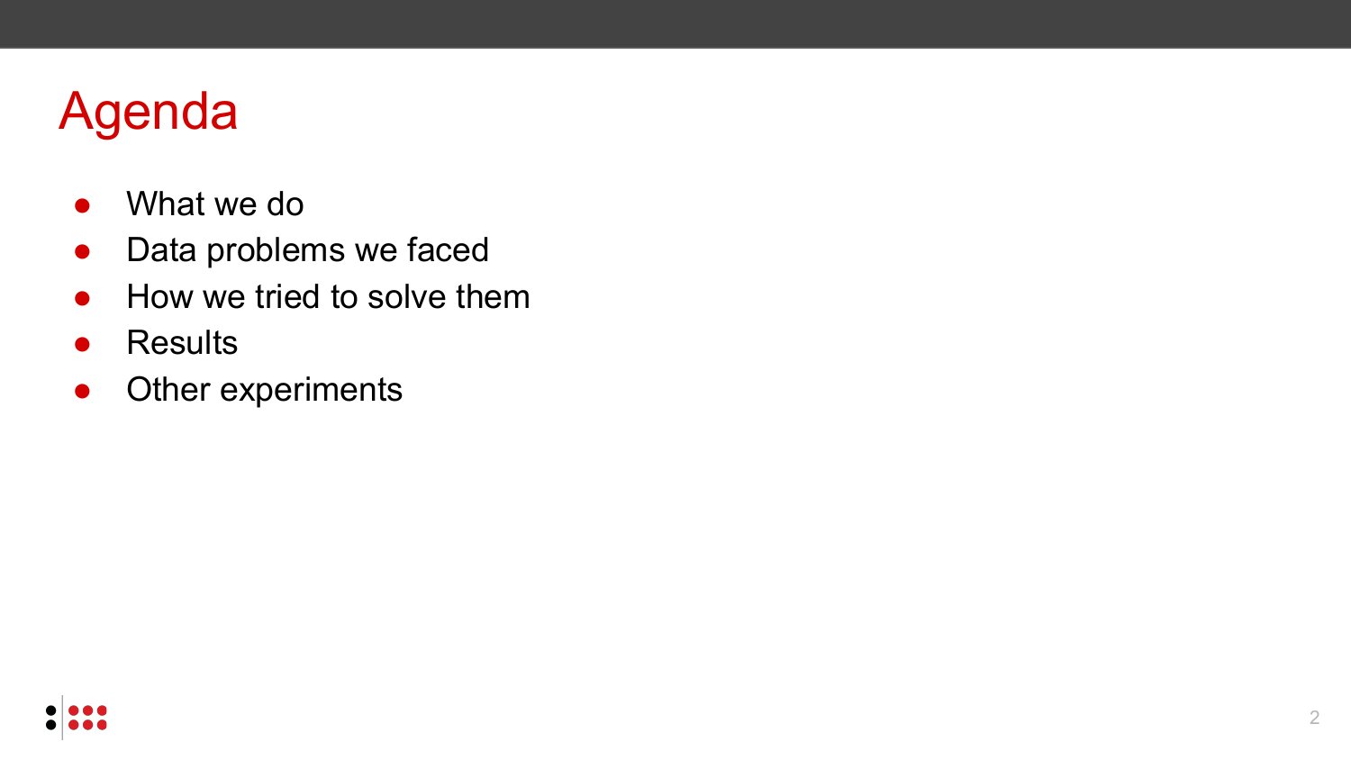# Agenda

- What we do
- Data problems we faced
- How we tried to solve them
- Results
- Other experiments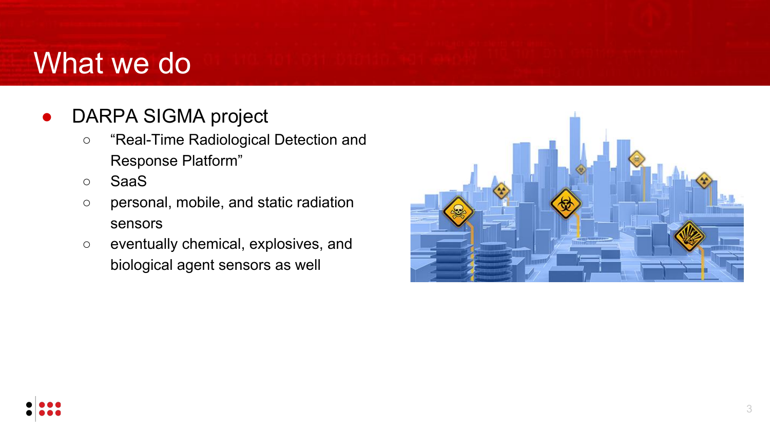# What we do

- DARPA SIGMA project
  - “Real-Time Radiological Detection and Response Platform”
  - SaaS
  - personal, mobile, and static radiation sensors
  - eventually chemical, explosives, and biological agent sensors as well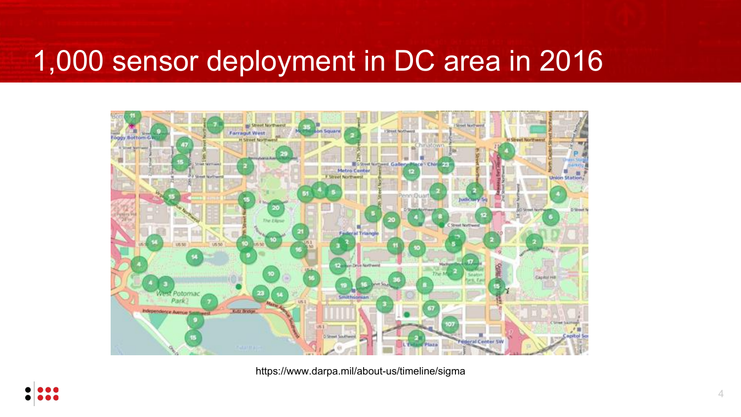# 1,000 sensor deployment in DC area in 2016

https://www.darpa.mil/about-us/timeline/sigma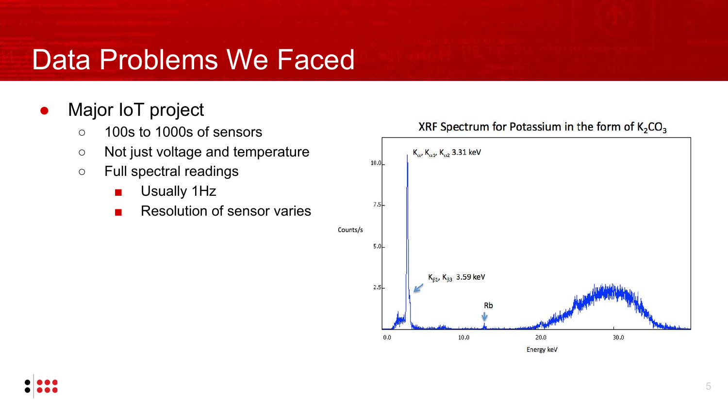# Data Problems We Faced

- Major IoT project
  - 100s to 1000s of sensors
  - Not just voltage and temperature
  - Full spectral readings
    - Usually 1Hz
    - Resolution of sensor varies

XRF Spectrum for Potassium in the form of $K_2CO_3$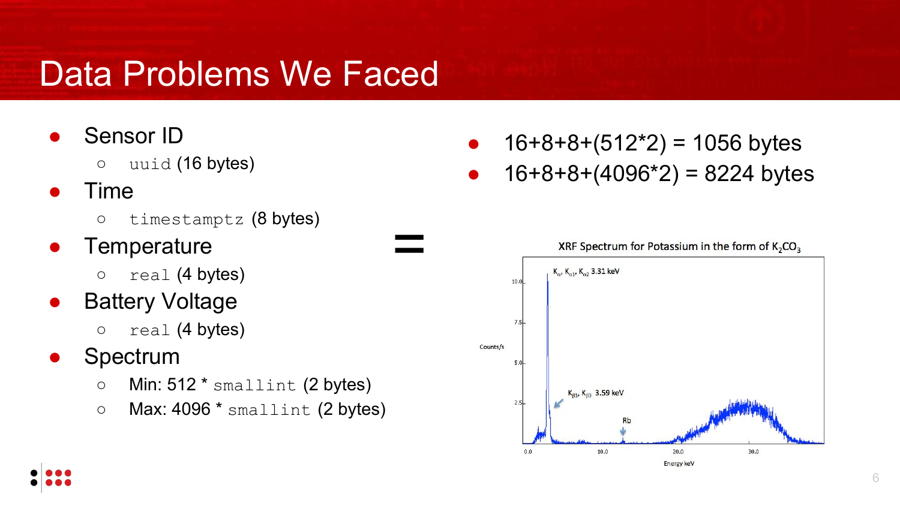# Data Problems We Faced

- Sensor ID
  - `uuid` (16 bytes)
- Time
  - `timestamptz` (8 bytes)
- Temperature
  - `real` (4 bytes)
- Battery Voltage
  - `real` (4 bytes)
- Spectrum
  - Min: 512 * `smallint` (2 bytes)
  - Max: 4096 * `smallint` (2 bytes)

=

- 16+8+8+(512*2) = 1056 bytes
- 16+8+8+(4096*2) = 8224 bytes

XRF Spectrum for Potassium in the form of $K_2CO_3$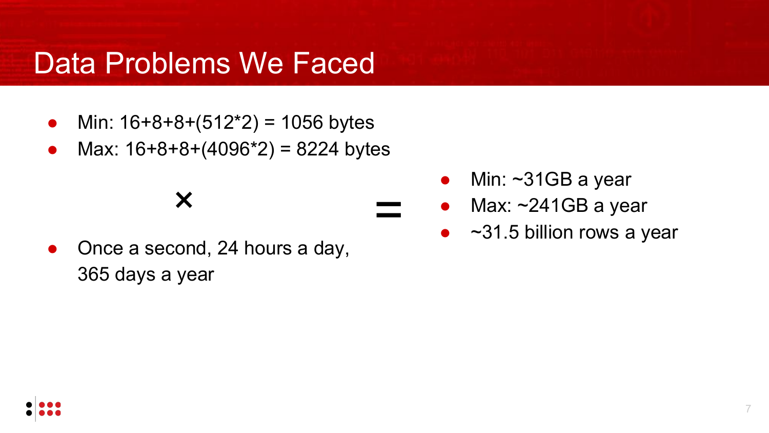# Data Problems We Faced

- Min: 16+8+8+(512*2) = 1056 bytes
- Max: 16+8+8+(4096*2) = 8224 bytes

×

- Once a second, 24 hours a day, 365 days a year

=

- Min: ~31GB a year
- Max: ~241GB a year
- ~31.5 billion rows a year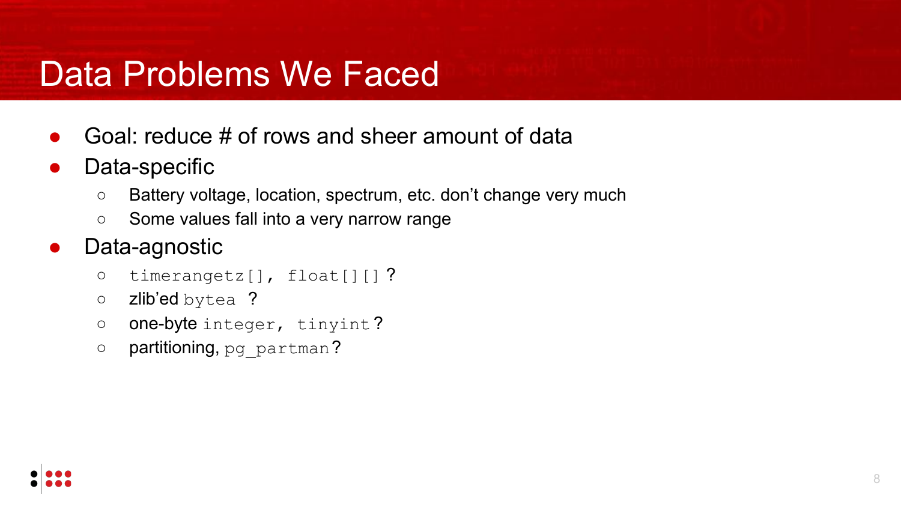# Data Problems We Faced

- Goal: reduce # of rows and sheer amount of data
- Data-specific
  - Battery voltage, location, spectrum, etc. don't change very much
  - Some values fall into a very narrow range
- Data-agnostic
  - `timerangetz[], float[][]` ?
  - zlib'ed `bytea` ?
  - one-byte `integer, tinyint` ?
  - partitioning, `pg_partman` ?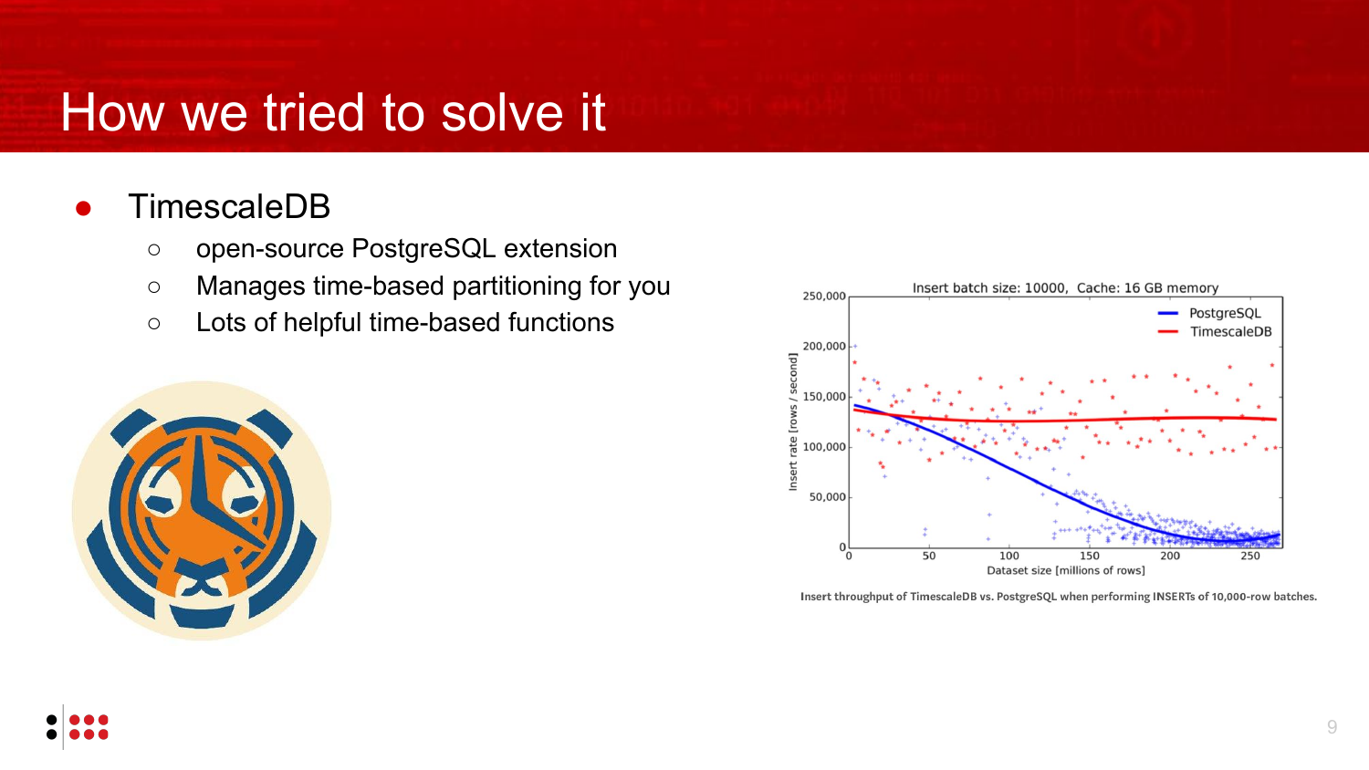# How we tried to solve it

- TimescaleDB
  - open-source PostgreSQL extension
  - Manages time-based partitioning for you
  - Lots of helpful time-based functions

Insert throughput of TimescaleDB vs. PostgreSQL when performing INSERTs of 10,000-row batches.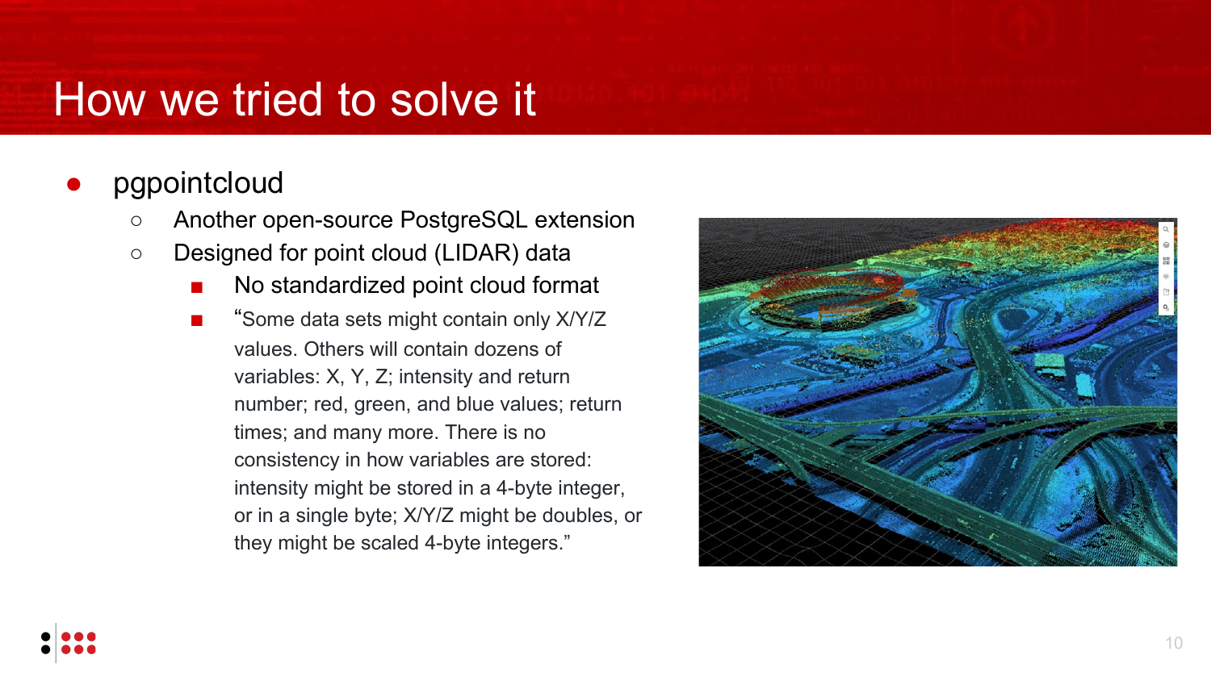# How we tried to solve it

- pgpointcloud
  - Another open-source PostgreSQL extension
  - Designed for point cloud (LIDAR) data
    - No standardized point cloud format
    - “Some data sets might contain only X/Y/Z values. Others will contain dozens of variables: X, Y, Z; intensity and return number; red, green, and blue values; return times; and many more. There is no consistency in how variables are stored: intensity might be stored in a 4-byte integer, or in a single byte; X/Y/Z might be doubles, or they might be scaled 4-byte integers.”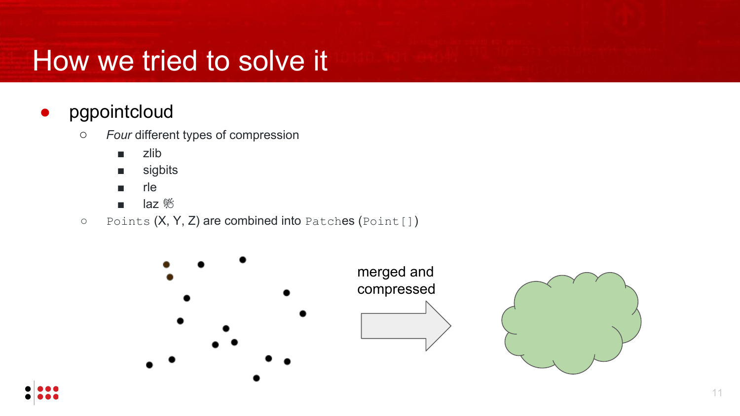# How we tried to solve it

- pgpointcloud
  - *Four* different types of compression
    - zlib
    - sigbits
    - rle
    - laz 👏
  - `Points` (X, Y, Z) are combined into `Patches` (`Point[]`)

merged and compressed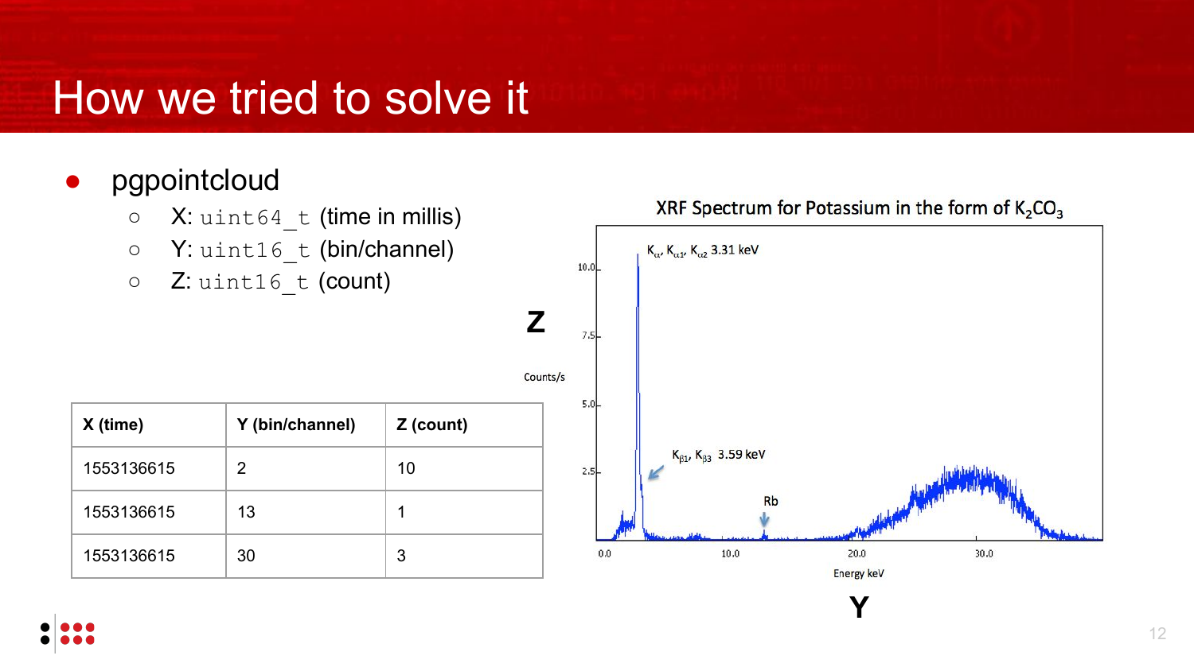# How we tried to solve it

- pgpointcloud
  - X: `uint64_t` (time in millis)
  - Y: `uint16_t` (bin/channel)
  - Z: `uint16_t` (count)

| X (time) | Y (bin/channel) | Z (count) |
|---|---|---|
| 1553136615 | 2 | 10 |
| 1553136615 | 13 | 1 |
| 1553136615 | 30 | 3 |

XRF Spectrum for Potassium in the form of $K_2CO_3$

Z

Counts/s

$K_{\alpha}$, $K_{\alpha 1}$, $K_{\alpha 2}$ 3.31 keV

$K_{\beta 1}$, $K_{\beta 3}$ 3.59 keV

Rb

Energy keV

Y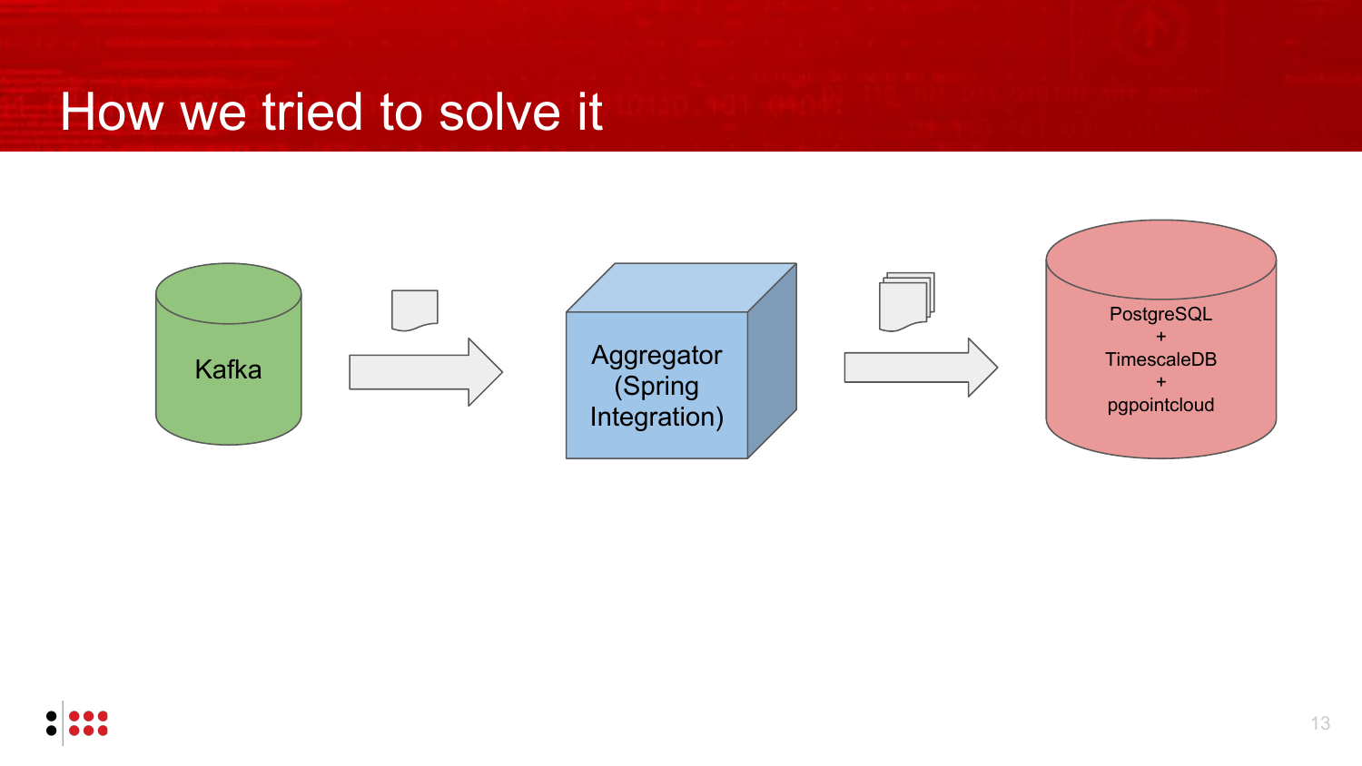# How we tried to solve it

Kafka

Aggregator (Spring Integration)

PostgreSQL + TimescaleDB + pgpointcloud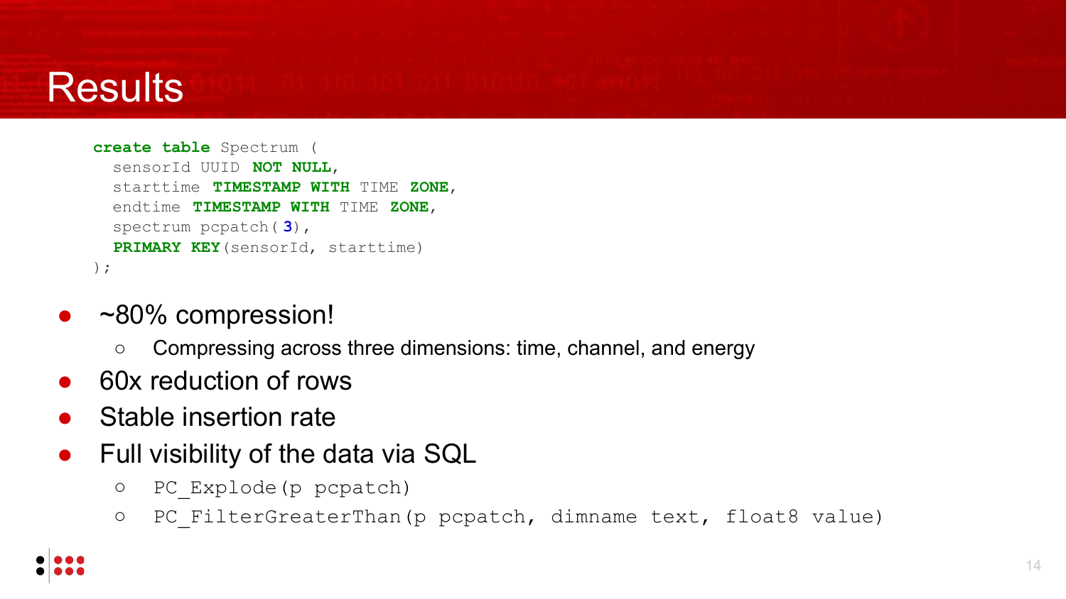# Results

```sql
create table Spectrum (
  sensorId UUID NOT NULL,
  starttime TIMESTAMP WITH TIME ZONE,
  endtime TIMESTAMP WITH TIME ZONE,
  spectrum pcpatch(3),
  PRIMARY KEY(sensorId, starttime)
);
```

- ~80% compression!
  - Compressing across three dimensions: time, channel, and energy
- 60x reduction of rows
- Stable insertion rate
- Full visibility of the data via SQL
  - `PC_Explode(p pcpatch)`
  - `PC_FilterGreaterThan(p pcpatch, dimname text, float8 value)`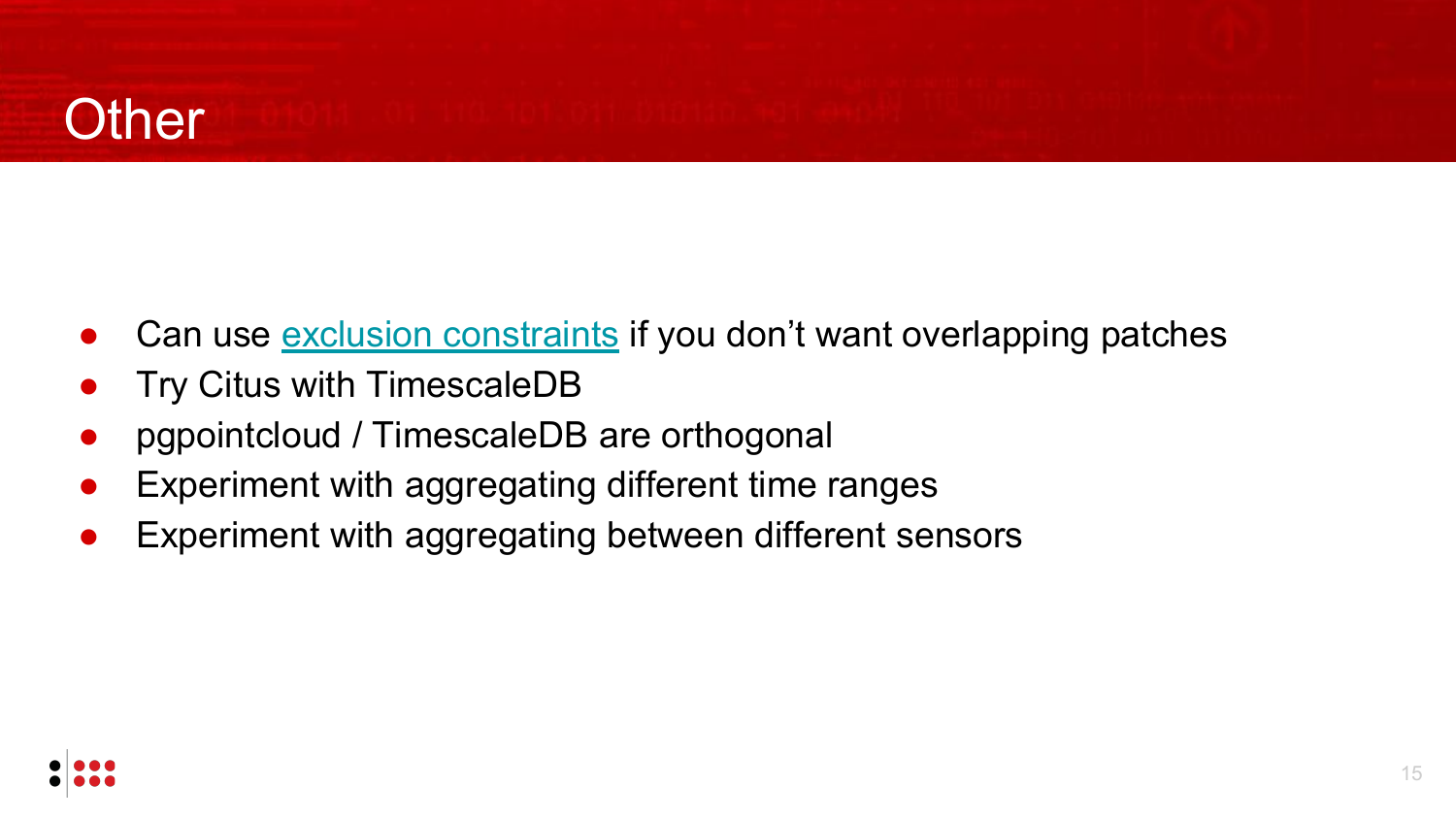# Other

- Can use exclusion constraints if you don't want overlapping patches
- Try Citus with TimescaleDB
- pgpointcloud / TimescaleDB are orthogonal
- Experiment with aggregating different time ranges
- Experiment with aggregating between different sensors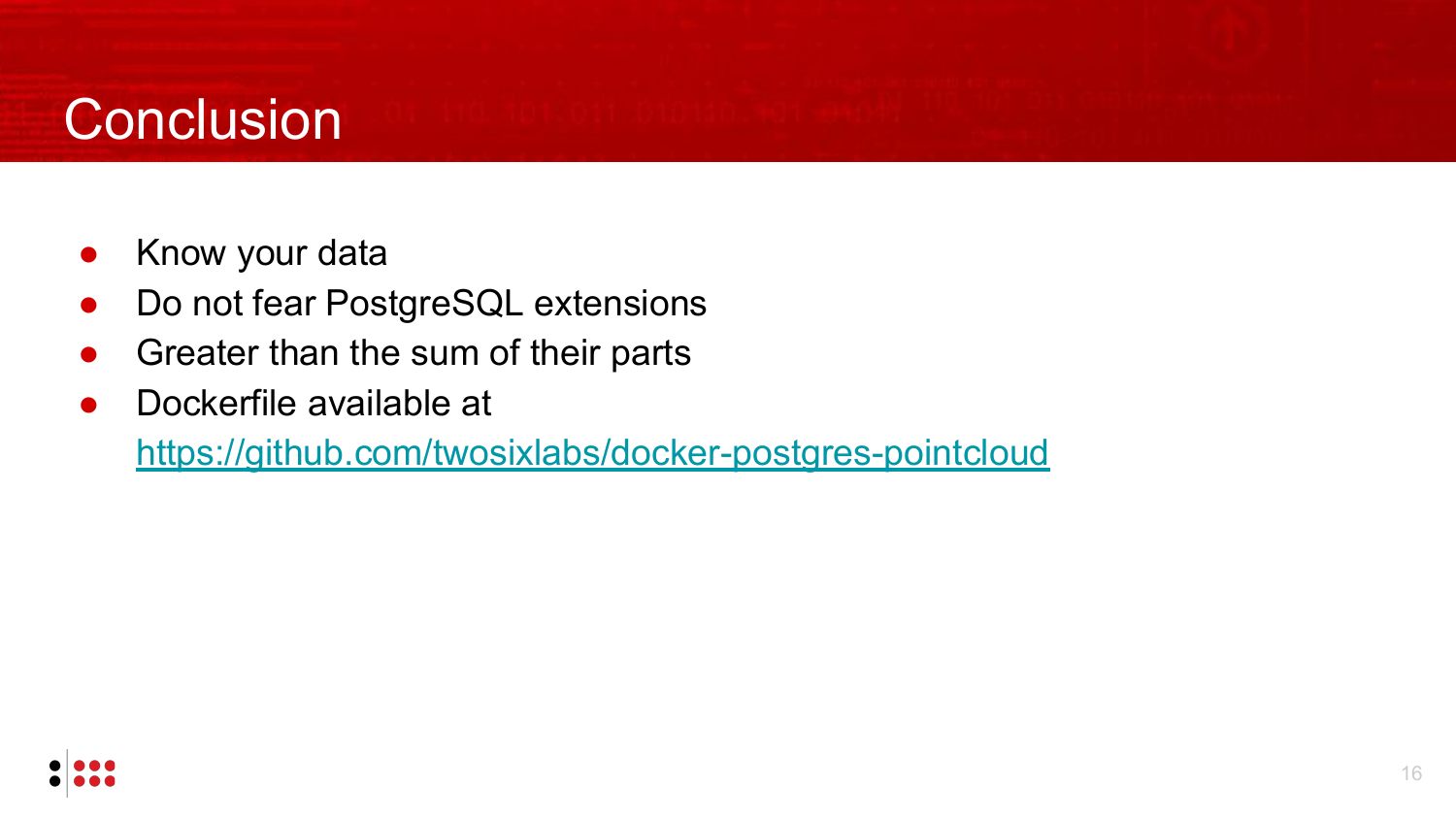# Conclusion

- Know your data
- Do not fear PostgreSQL extensions
- Greater than the sum of their parts
- Dockerfile available at
  https://github.com/twosixlabs/docker-postgres-pointcloud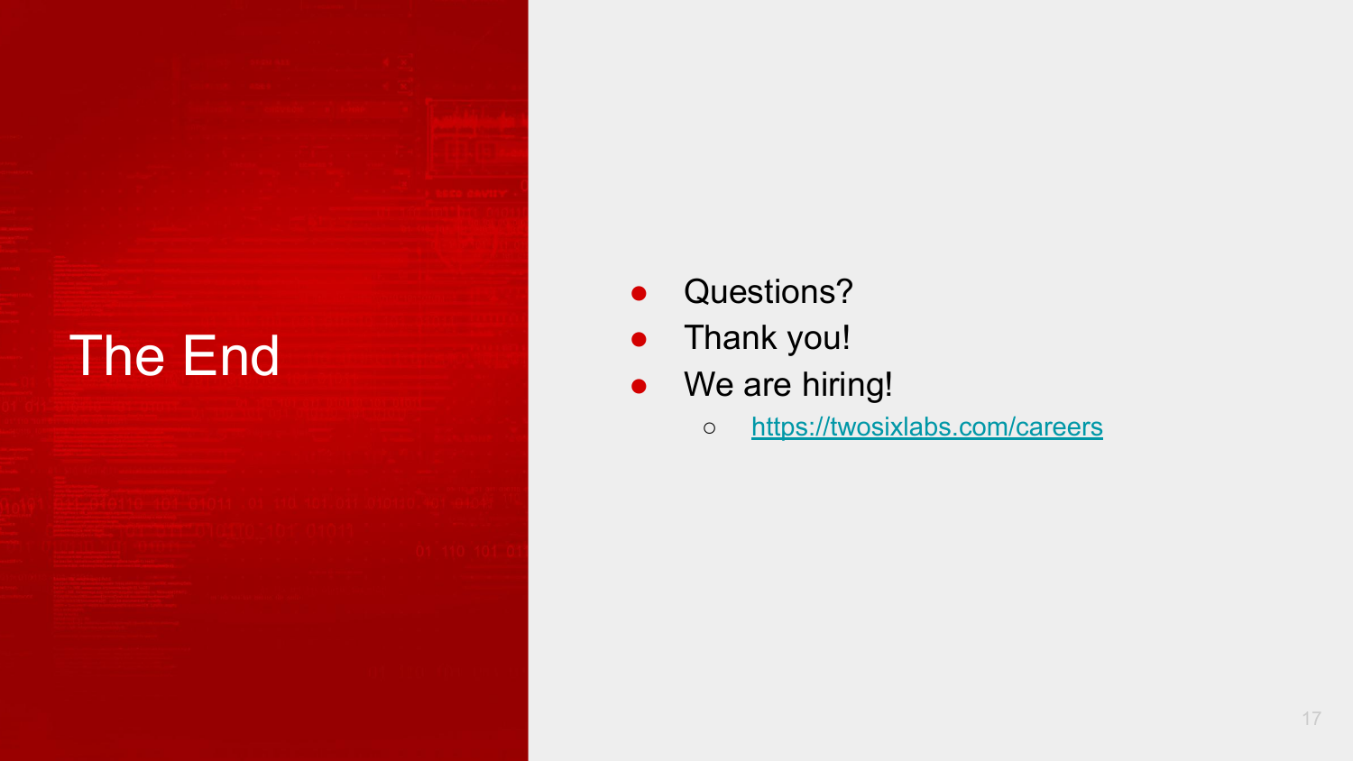# The End

- Questions?
- Thank you!
- We are hiring!
  - https://twosixlabs.com/careers